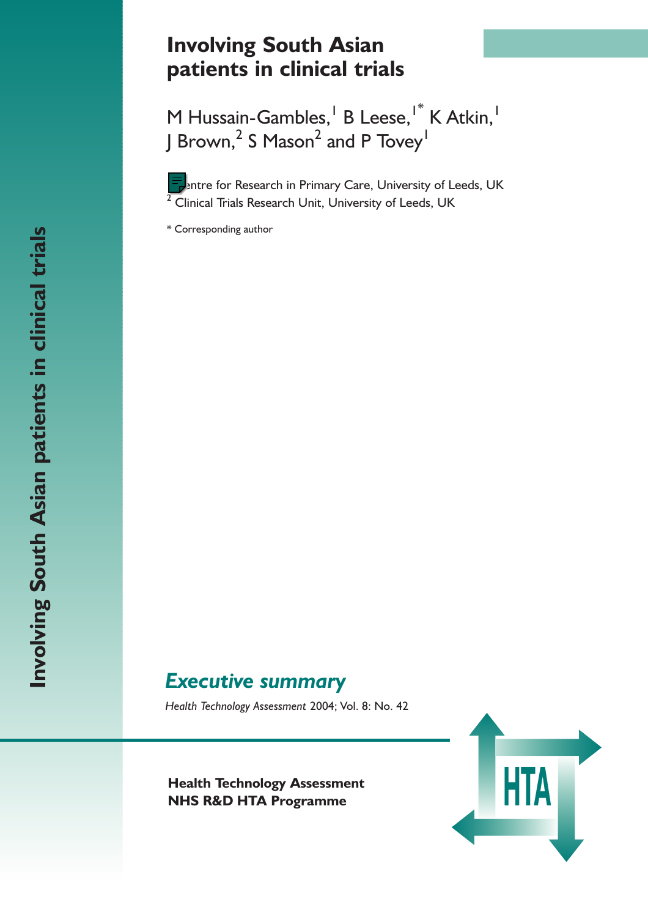# Involving South Asian patients in clinical trials

M Hussain-Gambles,[1] B Leese,[1*] K Atkin,[1] J Brown,[2] S Mason[2] and P Tovey[1]

[1] Centre for Research in Primary Care, University of Leeds, UK
[2] Clinical Trials Research Unit, University of Leeds, UK

\* Corresponding author

## *Executive summary*

*Health Technology Assessment* 2004; Vol. 8: No. 42

**Health Technology Assessment**
**NHS R&D HTA Programme**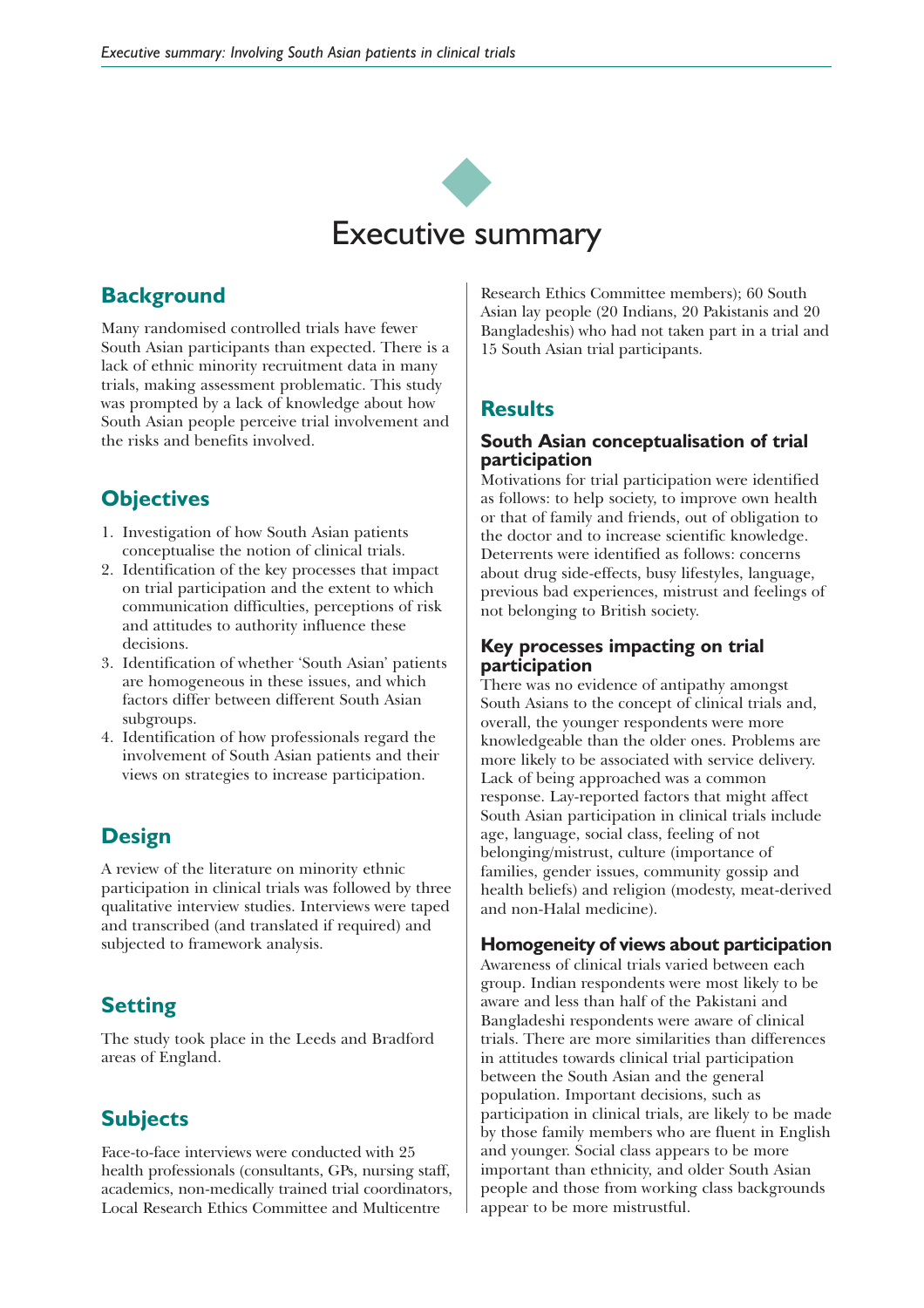# Executive summary

## Background

Many randomised controlled trials have fewer South Asian participants than expected. There is a lack of ethnic minority recruitment data in many trials, making assessment problematic. This study was prompted by a lack of knowledge about how South Asian people perceive trial involvement and the risks and benefits involved.

## Objectives

1. Investigation of how South Asian patients conceptualise the notion of clinical trials.
2. Identification of the key processes that impact on trial participation and the extent to which communication difficulties, perceptions of risk and attitudes to authority influence these decisions.
3. Identification of whether 'South Asian' patients are homogeneous in these issues, and which factors differ between different South Asian subgroups.
4. Identification of how professionals regard the involvement of South Asian patients and their views on strategies to increase participation.

## Design

A review of the literature on minority ethnic participation in clinical trials was followed by three qualitative interview studies. Interviews were taped and transcribed (and translated if required) and subjected to framework analysis.

## Setting

The study took place in the Leeds and Bradford areas of England.

## Subjects

Face-to-face interviews were conducted with 25 health professionals (consultants, GPs, nursing staff, academics, non-medically trained trial coordinators, Local Research Ethics Committee and Multicentre Research Ethics Committee members); 60 South Asian lay people (20 Indians, 20 Pakistanis and 20 Bangladeshis) who had not taken part in a trial and 15 South Asian trial participants.

## Results

### South Asian conceptualisation of trial participation

Motivations for trial participation were identified as follows: to help society, to improve own health or that of family and friends, out of obligation to the doctor and to increase scientific knowledge. Deterrents were identified as follows: concerns about drug side-effects, busy lifestyles, language, previous bad experiences, mistrust and feelings of not belonging to British society.

### Key processes impacting on trial participation

There was no evidence of antipathy amongst South Asians to the concept of clinical trials and, overall, the younger respondents were more knowledgeable than the older ones. Problems are more likely to be associated with service delivery. Lack of being approached was a common response. Lay-reported factors that might affect South Asian participation in clinical trials include age, language, social class, feeling of not belonging/mistrust, culture (importance of families, gender issues, community gossip and health beliefs) and religion (modesty, meat-derived and non-Halal medicine).

### Homogeneity of views about participation

Awareness of clinical trials varied between each group. Indian respondents were most likely to be aware and less than half of the Pakistani and Bangladeshi respondents were aware of clinical trials. There are more similarities than differences in attitudes towards clinical trial participation between the South Asian and the general population. Important decisions, such as participation in clinical trials, are likely to be made by those family members who are fluent in English and younger. Social class appears to be more important than ethnicity, and older South Asian people and those from working class backgrounds appear to be more mistrustful.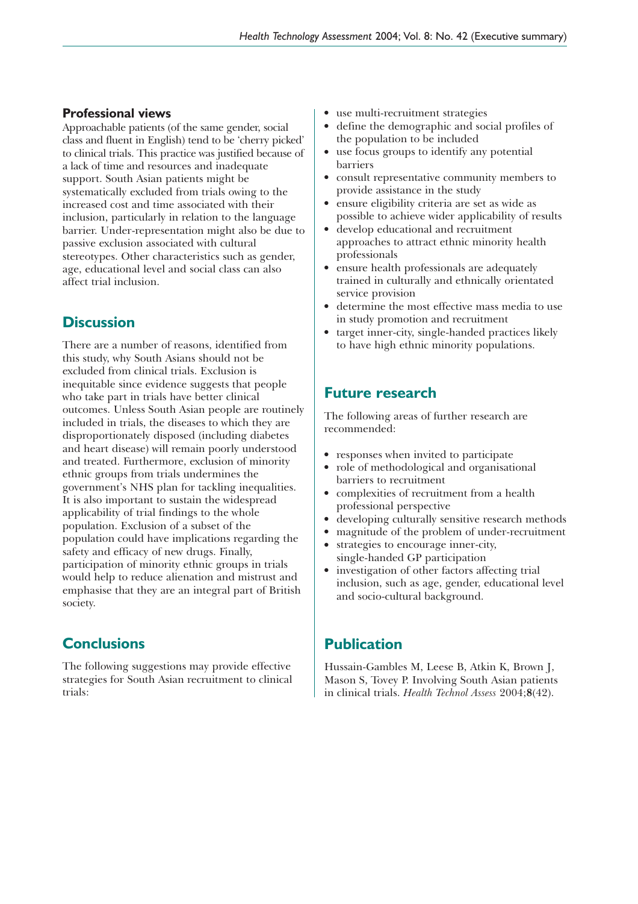### Professional views

Approachable patients (of the same gender, social class and fluent in English) tend to be 'cherry picked' to clinical trials. This practice was justified because of a lack of time and resources and inadequate support. South Asian patients might be systematically excluded from trials owing to the increased cost and time associated with their inclusion, particularly in relation to the language barrier. Under-representation might also be due to passive exclusion associated with cultural stereotypes. Other characteristics such as gender, age, educational level and social class can also affect trial inclusion.

## Discussion

There are a number of reasons, identified from this study, why South Asians should not be excluded from clinical trials. Exclusion is inequitable since evidence suggests that people who take part in trials have better clinical outcomes. Unless South Asian people are routinely included in trials, the diseases to which they are disproportionately disposed (including diabetes and heart disease) will remain poorly understood and treated. Furthermore, exclusion of minority ethnic groups from trials undermines the government's NHS plan for tackling inequalities. It is also important to sustain the widespread applicability of trial findings to the whole population. Exclusion of a subset of the population could have implications regarding the safety and efficacy of new drugs. Finally, participation of minority ethnic groups in trials would help to reduce alienation and mistrust and emphasise that they are an integral part of British society.

## Conclusions

The following suggestions may provide effective strategies for South Asian recruitment to clinical trials:

- use multi-recruitment strategies
- define the demographic and social profiles of the population to be included
- use focus groups to identify any potential barriers
- consult representative community members to provide assistance in the study
- ensure eligibility criteria are set as wide as possible to achieve wider applicability of results
- develop educational and recruitment approaches to attract ethnic minority health professionals
- ensure health professionals are adequately trained in culturally and ethnically orientated service provision
- determine the most effective mass media to use in study promotion and recruitment
- target inner-city, single-handed practices likely to have high ethnic minority populations.

## Future research

The following areas of further research are recommended:

- responses when invited to participate
- role of methodological and organisational barriers to recruitment
- complexities of recruitment from a health professional perspective
- developing culturally sensitive research methods
- magnitude of the problem of under-recruitment
- strategies to encourage inner-city, single-handed GP participation
- investigation of other factors affecting trial inclusion, such as age, gender, educational level and socio-cultural background.

## Publication

Hussain-Gambles M, Leese B, Atkin K, Brown J, Mason S, Tovey P. Involving South Asian patients in clinical trials. *Health Technol Assess* 2004;**8**(42).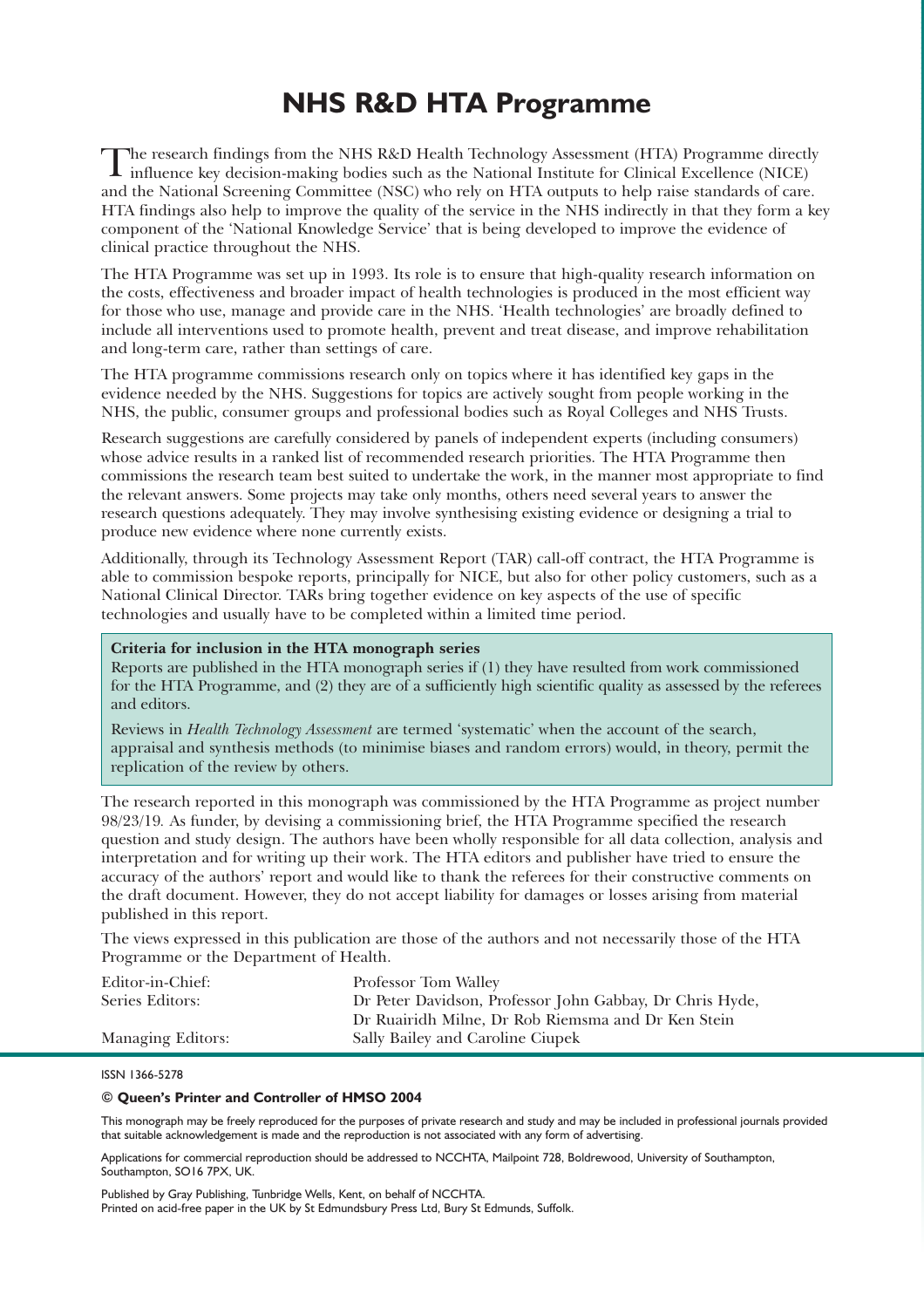# NHS R&D HTA Programme

The research findings from the NHS R&D Health Technology Assessment (HTA) Programme directly influence key decision-making bodies such as the National Institute for Clinical Excellence (NICE) and the National Screening Committee (NSC) who rely on HTA outputs to help raise standards of care. HTA findings also help to improve the quality of the service in the NHS indirectly in that they form a key component of the 'National Knowledge Service' that is being developed to improve the evidence of clinical practice throughout the NHS.

The HTA Programme was set up in 1993. Its role is to ensure that high-quality research information on the costs, effectiveness and broader impact of health technologies is produced in the most efficient way for those who use, manage and provide care in the NHS. 'Health technologies' are broadly defined to include all interventions used to promote health, prevent and treat disease, and improve rehabilitation and long-term care, rather than settings of care.

The HTA programme commissions research only on topics where it has identified key gaps in the evidence needed by the NHS. Suggestions for topics are actively sought from people working in the NHS, the public, consumer groups and professional bodies such as Royal Colleges and NHS Trusts.

Research suggestions are carefully considered by panels of independent experts (including consumers) whose advice results in a ranked list of recommended research priorities. The HTA Programme then commissions the research team best suited to undertake the work, in the manner most appropriate to find the relevant answers. Some projects may take only months, others need several years to answer the research questions adequately. They may involve synthesising existing evidence or designing a trial to produce new evidence where none currently exists.

Additionally, through its Technology Assessment Report (TAR) call-off contract, the HTA Programme is able to commission bespoke reports, principally for NICE, but also for other policy customers, such as a National Clinical Director. TARs bring together evidence on key aspects of the use of specific technologies and usually have to be completed within a limited time period.

**Criteria for inclusion in the HTA monograph series**

Reports are published in the HTA monograph series if (1) they have resulted from work commissioned for the HTA Programme, and (2) they are of a sufficiently high scientific quality as assessed by the referees and editors.

Reviews in *Health Technology Assessment* are termed 'systematic' when the account of the search, appraisal and synthesis methods (to minimise biases and random errors) would, in theory, permit the replication of the review by others.

The research reported in this monograph was commissioned by the HTA Programme as project number 98/23/19. As funder, by devising a commissioning brief, the HTA Programme specified the research question and study design. The authors have been wholly responsible for all data collection, analysis and interpretation and for writing up their work. The HTA editors and publisher have tried to ensure the accuracy of the authors' report and would like to thank the referees for their constructive comments on the draft document. However, they do not accept liability for damages or losses arising from material published in this report.

The views expressed in this publication are those of the authors and not necessarily those of the HTA Programme or the Department of Health.

| | |
|---|---|
| Editor-in-Chief: | Professor Tom Walley |
| Series Editors: | Dr Peter Davidson, Professor John Gabbay, Dr Chris Hyde, Dr Ruairidh Milne, Dr Rob Riemsma and Dr Ken Stein |
| Managing Editors: | Sally Bailey and Caroline Ciupek |

ISSN 1366-5278

**© Queen's Printer and Controller of HMSO 2004**

This monograph may be freely reproduced for the purposes of private research and study and may be included in professional journals provided that suitable acknowledgement is made and the reproduction is not associated with any form of advertising.

Applications for commercial reproduction should be addressed to NCCHTA, Mailpoint 728, Boldrewood, University of Southampton, Southampton, SO16 7PX, UK.

Published by Gray Publishing, Tunbridge Wells, Kent, on behalf of NCCHTA.
Printed on acid-free paper in the UK by St Edmundsbury Press Ltd, Bury St Edmunds, Suffolk.